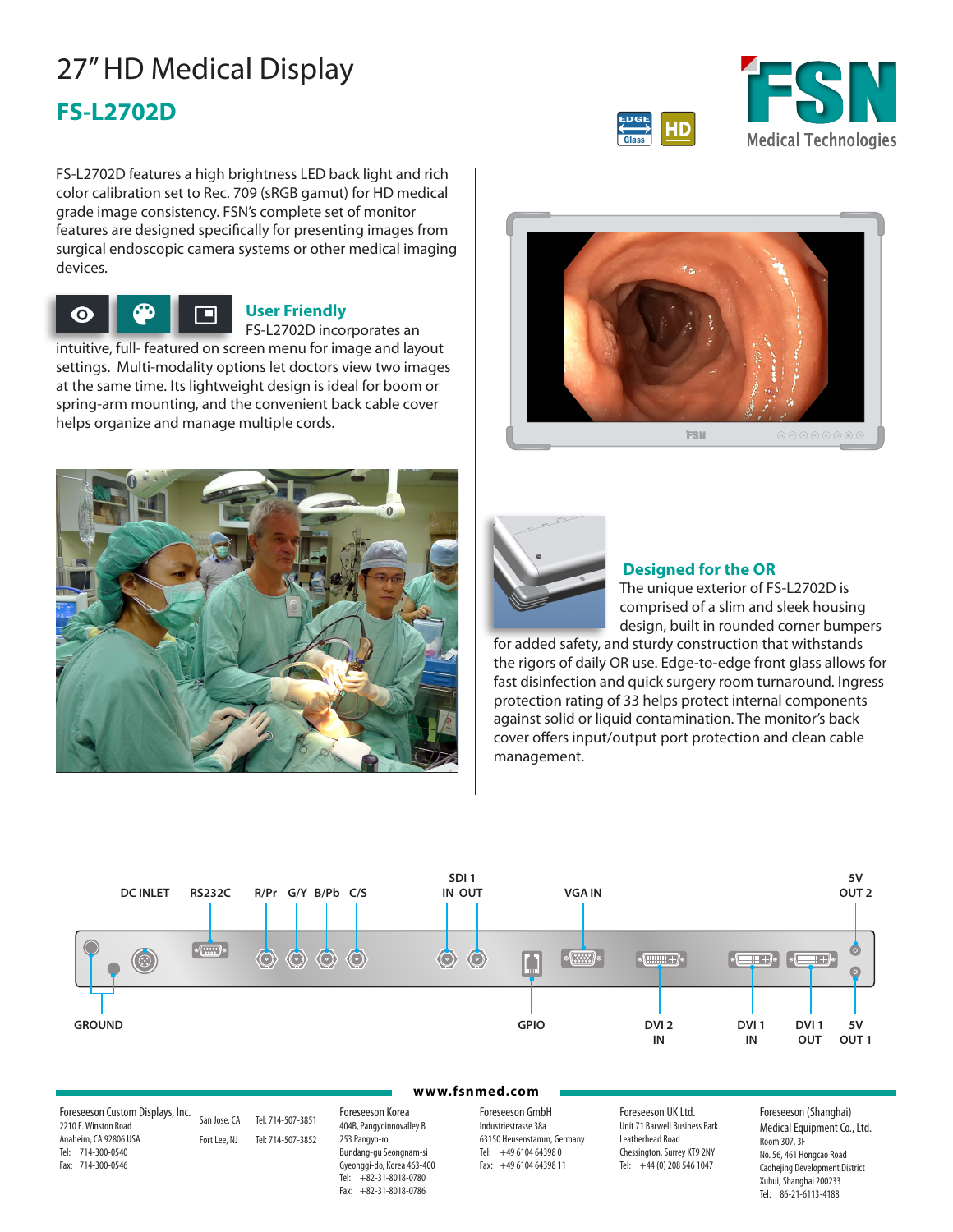# 27" HD Medical Display

## FS-L2702D

FS-L2702D features a high brightness LED back light and rich color calibration set to Rec. 709 (sRGB gamut) for HD medical grade image consistency. FSN's complete set of monitor features are designed specifically for presenting images from surgical endoscopic camera systems or other medical imaging devices.

### User Friendly

FS-L2702D incorporates an intuitive, full- featured on screen menu for image and layout settings. Multi-modality options let doctors view two images at the same time. Its lightweight design is ideal for boom or spring-arm mounting, and the convenient back cable cover helps organize and manage multiple cords.

### Designed for the OR

The unique exterior of FS-L2702D is comprised of a slim and sleek housing design, built in rounded corner bumpers for added safety, and sturdy construction that withstands the rigors of daily OR use. Edge-to-edge front glass allows for fast disinfection and quick surgery room turnaround. Ingress protection rating of 33 helps protect internal components against solid or liquid contamination. The monitor's back cover offers input/output port protection and clean cable management.

DC INLET
RS232C
R/Pr G/Y B/Pb C/S
SDI 1 IN OUT
VGA IN
5V OUT 2
GROUND
GPIO
DVI 2 IN
DVI 1 IN
DVI 1 OUT
5V OUT 1

**www.fsnmed.com**

Foreseeson Custom Displays, Inc.
2210 E. Winston Road
Anaheim, CA 92806 USA
Tel: 714-300-0540
Fax: 714-300-0546

San Jose, CA Tel: 714-507-3851
Fort Lee, NJ Tel: 714-507-3852

Foreseeson Korea
404B, Pangyoinnovalley B
253 Pangyo-ro
Bundang-gu Seongnam-si
Gyeonggi-do, Korea 463-400
Tel: +82-31-8018-0780
Fax: +82-31-8018-0786

Foreseeson GmbH
Industriestrasse 38a
63150 Heusenstamm, Germany
Tel: +49 6104 64398 0
Fax: +49 6104 64398 11

Foreseeson UK Ltd.
Unit 71 Barwell Business Park
Leatherhead Road
Chessington, Surrey KT9 2NY
Tel: +44 (0) 208 546 1047

Foreseeson (Shanghai) Medical Equipment Co., Ltd.
Room 307, 3F
No. 56, 461 Hongcao Road
Caohejing Development District
Xuhui, Shanghai 200233
Tel: 86-21-6113-4188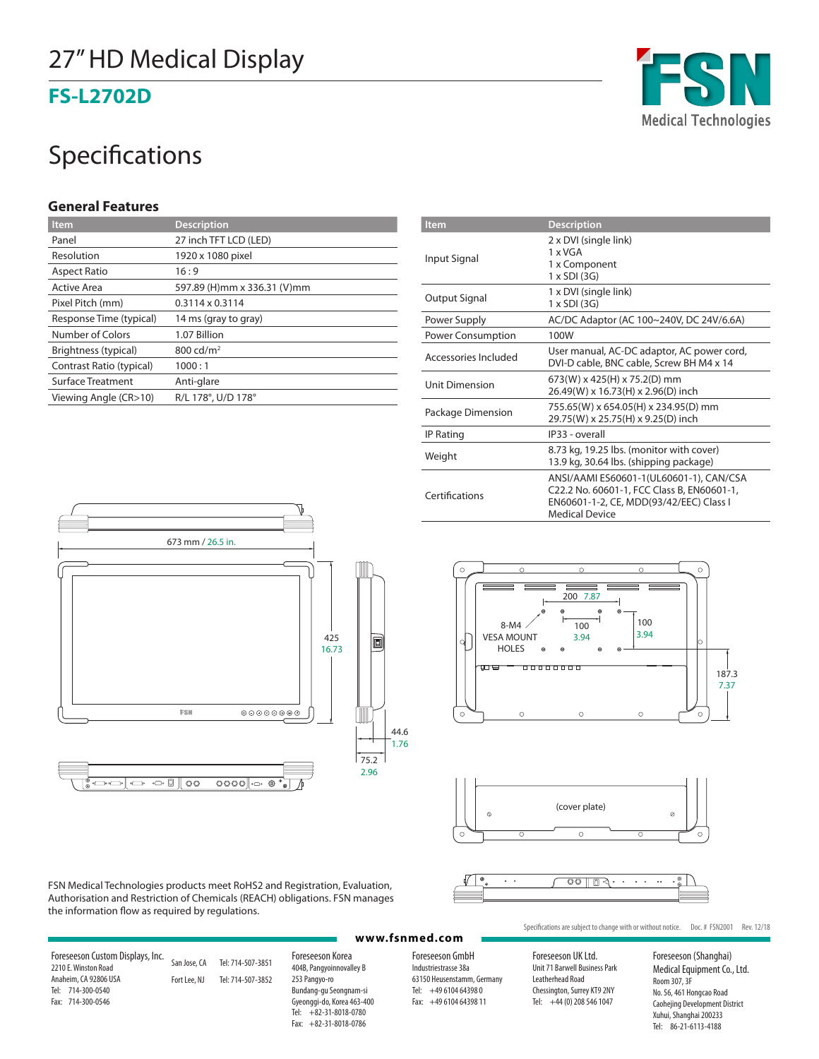# 27" HD Medical Display

## FS-L2702D

FSN Medical Technologies

# Specifications

### General Features

| Item | Description |
|---|---|
| Panel | 27 inch TFT LCD (LED) |
| Resolution | 1920 x 1080 pixel |
| Aspect Ratio | 16 : 9 |
| Active Area | 597.89 (H)mm x 336.31 (V)mm |
| Pixel Pitch (mm) | 0.3114 x 0.3114 |
| Response Time (typical) | 14 ms (gray to gray) |
| Number of Colors | 1.07 Billion |
| Brightness (typical) | 800 cd/m² |
| Contrast Ratio (typical) | 1000 : 1 |
| Surface Treatment | Anti-glare |
| Viewing Angle (CR>10) | R/L 178°, U/D 178° |

| Item | Description |
|---|---|
| Input Signal | 2 x DVI (single link)<br>1 x VGA<br>1 x Component<br>1 x SDI (3G) |
| Output Signal | 1 x DVI (single link)<br>1 x SDI (3G) |
| Power Supply | AC/DC Adaptor (AC 100~240V, DC 24V/6.6A) |
| Power Consumption | 100W |
| Accessories Included | User manual, AC-DC adaptor, AC power cord, DVI-D cable, BNC cable, Screw BH M4 x 14 |
| Unit Dimension | 673(W) x 425(H) x 75.2(D) mm<br>26.49(W) x 16.73(H) x 2.96(D) inch |
| Package Dimension | 755.65(W) x 654.05(H) x 234.95(D) mm<br>29.75(W) x 25.75(H) x 9.25(D) inch |
| IP Rating | IP33 - overall |
| Weight | 8.73 kg, 19.25 lbs. (monitor with cover)<br>13.9 kg, 30.64 lbs. (shipping package) |
| Certifications | ANSI/AAMI ES60601-1(UL60601-1), CAN/CSA C22.2 No. 60601-1, FCC Class B, EN60601-1, EN60601-1-2, CE, MDD(93/42/EEC) Class I Medical Device |

673 mm / 26.5 in.
425
16.73
44.6
1.76
75.2
2.96

200 7.87
8-M4
VESA MOUNT
HOLES
100
3.94
100
3.94
187.3
7.37

(cover plate)

FSN Medical Technologies products meet RoHS2 and Registration, Evaluation, Authorisation and Restriction of Chemicals (REACH) obligations. FSN manages the information flow as required by regulations.

Specifications are subject to change with or without notice. Doc. # FSN2001 Rev. 12/18

**www.fsnmed.com**

Foreseeson Custom Displays, Inc.
2210 E. Winston Road
Anaheim, CA 92806 USA
Tel: 714-300-0540
Fax: 714-300-0546

San Jose, CA Tel: 714-507-3851
Fort Lee, NJ Tel: 714-507-3852

Foreseeson Korea
404B, Pangyoinnovalley B
253 Pangyo-ro
Bundang-gu Seongnam-si
Gyeonggi-do, Korea 463-400
Tel: +82-31-8018-0780
Fax: +82-31-8018-0786

Foreseeson GmbH
Industriestrasse 38a
63150 Heusenstamm, Germany
Tel: +49 6104 64398 0
Fax: +49 6104 64398 11

Foreseeson UK Ltd.
Unit 71 Barwell Business Park
Leatherhead Road
Chessington, Surrey KT9 2NY
Tel: +44 (0) 208 546 1047

Foreseeson (Shanghai) Medical Equipment Co., Ltd.
Room 307, 3F
No. 56, 461 Hongcao Road
Caohejing Development District
Xuhui, Shanghai 200233
Tel: 86-21-6113-4188